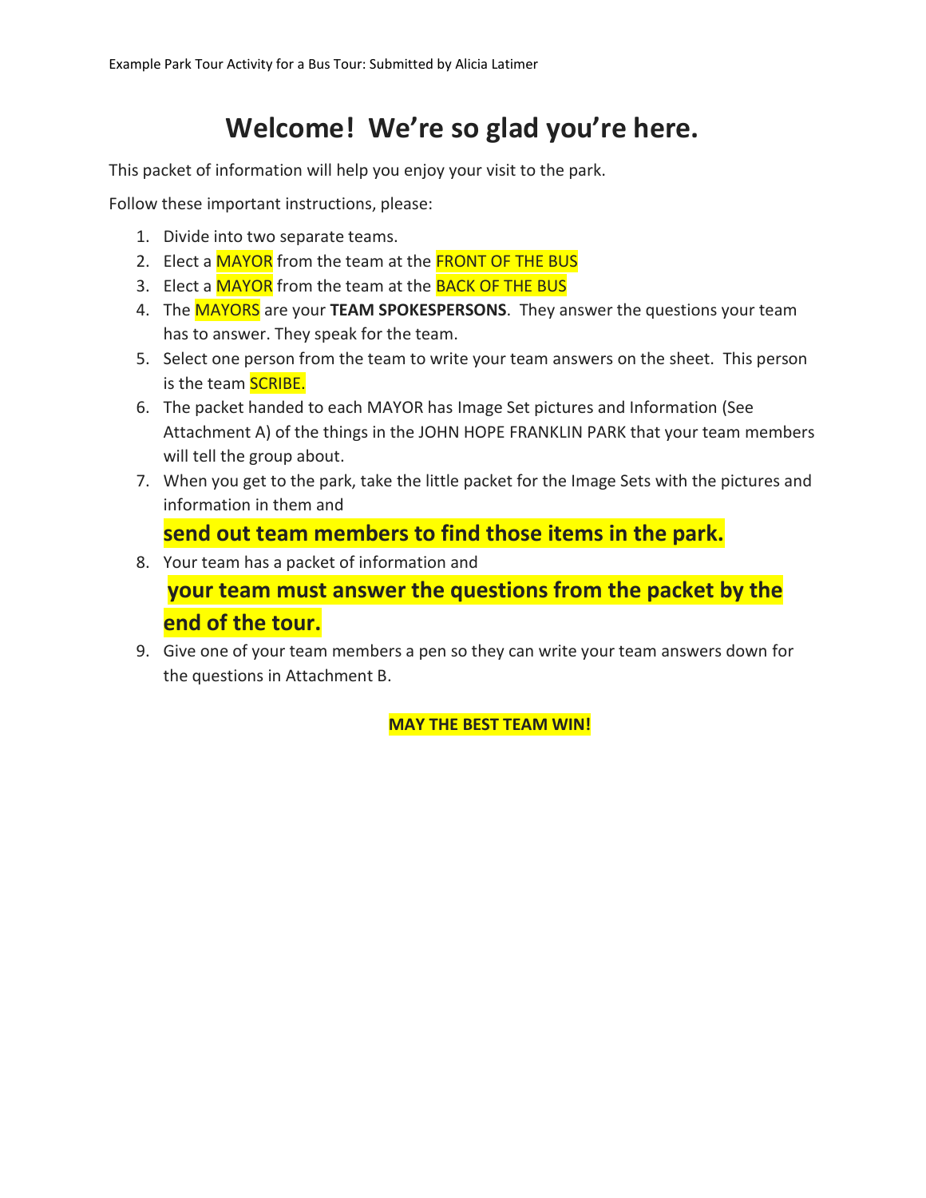Example Park Tour Activity for a Bus Tour: Submitted by Alicia Latimer

# Welcome! We're so glad you're here.

This packet of information will help you enjoy your visit to the park.

Follow these important instructions, please:

1. Divide into two separate teams.
2. Elect a MAYOR from the team at the FRONT OF THE BUS
3. Elect a MAYOR from the team at the BACK OF THE BUS
4. The MAYORS are your **TEAM SPOKESPERSONS**. They answer the questions your team has to answer. They speak for the team.
5. Select one person from the team to write your team answers on the sheet. This person is the team SCRIBE.
6. The packet handed to each MAYOR has Image Set pictures and Information (See Attachment A) of the things in the JOHN HOPE FRANKLIN PARK that your team members will tell the group about.
7. When you get to the park, take the little packet for the Image Sets with the pictures and information in them and

   **send out team members to find those items in the park.**

8. Your team has a packet of information and

   **your team must answer the questions from the packet by the end of the tour.**

9. Give one of your team members a pen so they can write your team answers down for the questions in Attachment B.

**MAY THE BEST TEAM WIN!**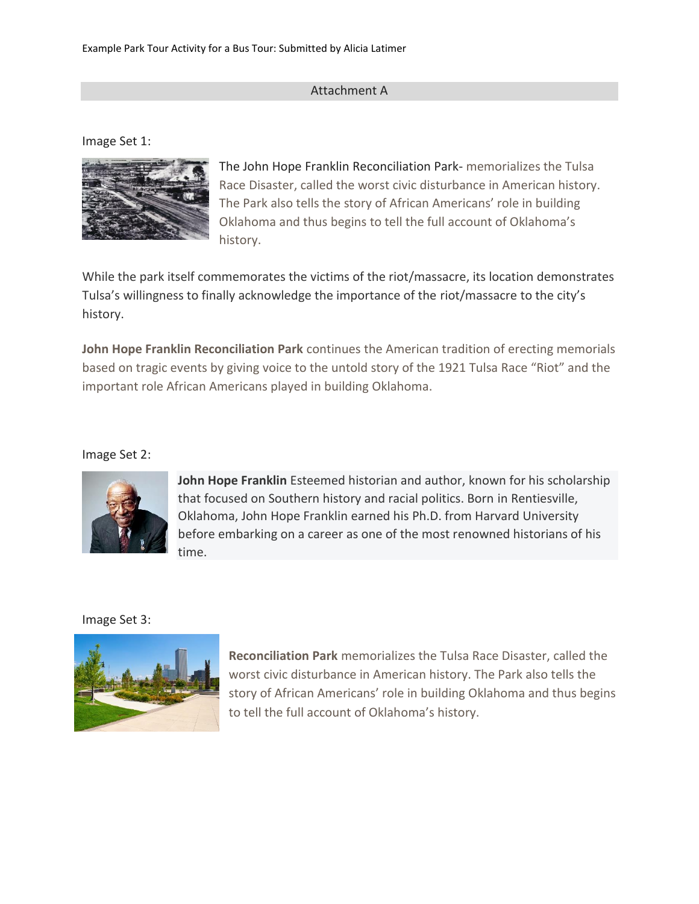Example Park Tour Activity for a Bus Tour: Submitted by Alicia Latimer

## Attachment A

Image Set 1:

The John Hope Franklin Reconciliation Park- memorializes the Tulsa Race Disaster, called the worst civic disturbance in American history. The Park also tells the story of African Americans' role in building Oklahoma and thus begins to tell the full account of Oklahoma's history.

While the park itself commemorates the victims of the riot/massacre, its location demonstrates Tulsa's willingness to finally acknowledge the importance of the riot/massacre to the city's history.

**John Hope Franklin Reconciliation Park** continues the American tradition of erecting memorials based on tragic events by giving voice to the untold story of the 1921 Tulsa Race "Riot" and the important role African Americans played in building Oklahoma.

Image Set 2:

**John Hope Franklin** Esteemed historian and author, known for his scholarship that focused on Southern history and racial politics. Born in Rentiesville, Oklahoma, John Hope Franklin earned his Ph.D. from Harvard University before embarking on a career as one of the most renowned historians of his time.

Image Set 3:

**Reconciliation Park** memorializes the Tulsa Race Disaster, called the worst civic disturbance in American history. The Park also tells the story of African Americans' role in building Oklahoma and thus begins to tell the full account of Oklahoma's history.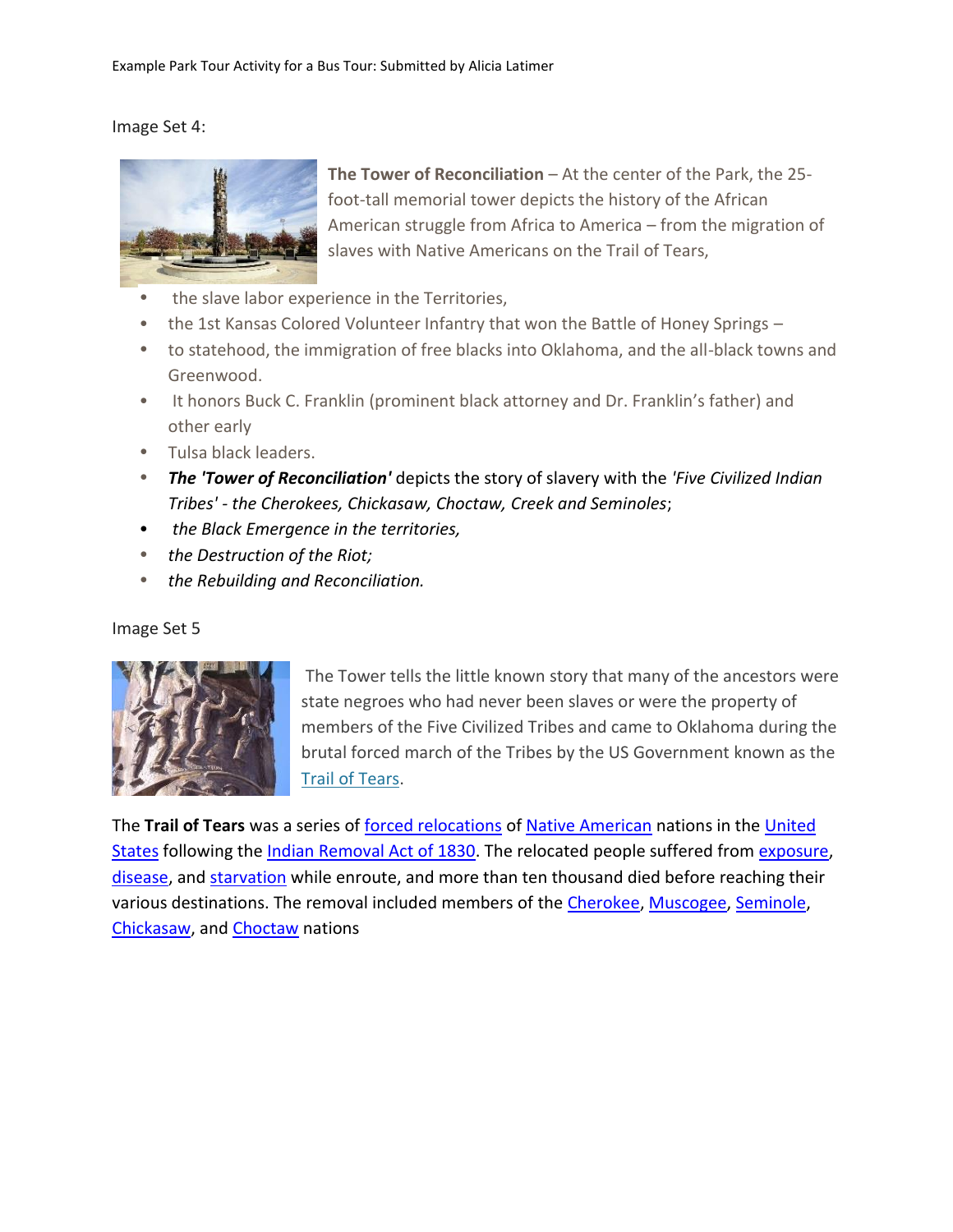Image Set 4:

**The Tower of Reconciliation** – At the center of the Park, the 25-foot-tall memorial tower depicts the history of the African American struggle from Africa to America – from the migration of slaves with Native Americans on the Trail of Tears,

- the slave labor experience in the Territories,
- the 1st Kansas Colored Volunteer Infantry that won the Battle of Honey Springs –
- to statehood, the immigration of free blacks into Oklahoma, and the all-black towns and Greenwood.
- It honors Buck C. Franklin (prominent black attorney and Dr. Franklin's father) and other early
- Tulsa black leaders.
- ***The 'Tower of Reconciliation'*** depicts the story of slavery with the *'Five Civilized Indian Tribes' - the Cherokees, Chickasaw, Choctaw, Creek and Seminoles*;
- *the Black Emergence in the territories,*
- *the Destruction of the Riot;*
- *the Rebuilding and Reconciliation.*

Image Set 5

The Tower tells the little known story that many of the ancestors were state negroes who had never been slaves or were the property of members of the Five Civilized Tribes and came to Oklahoma during the brutal forced march of the Tribes by the US Government known as the Trail of Tears.

The **Trail of Tears** was a series of forced relocations of Native American nations in the United States following the Indian Removal Act of 1830. The relocated people suffered from exposure, disease, and starvation while enroute, and more than ten thousand died before reaching their various destinations. The removal included members of the Cherokee, Muscogee, Seminole, Chickasaw, and Choctaw nations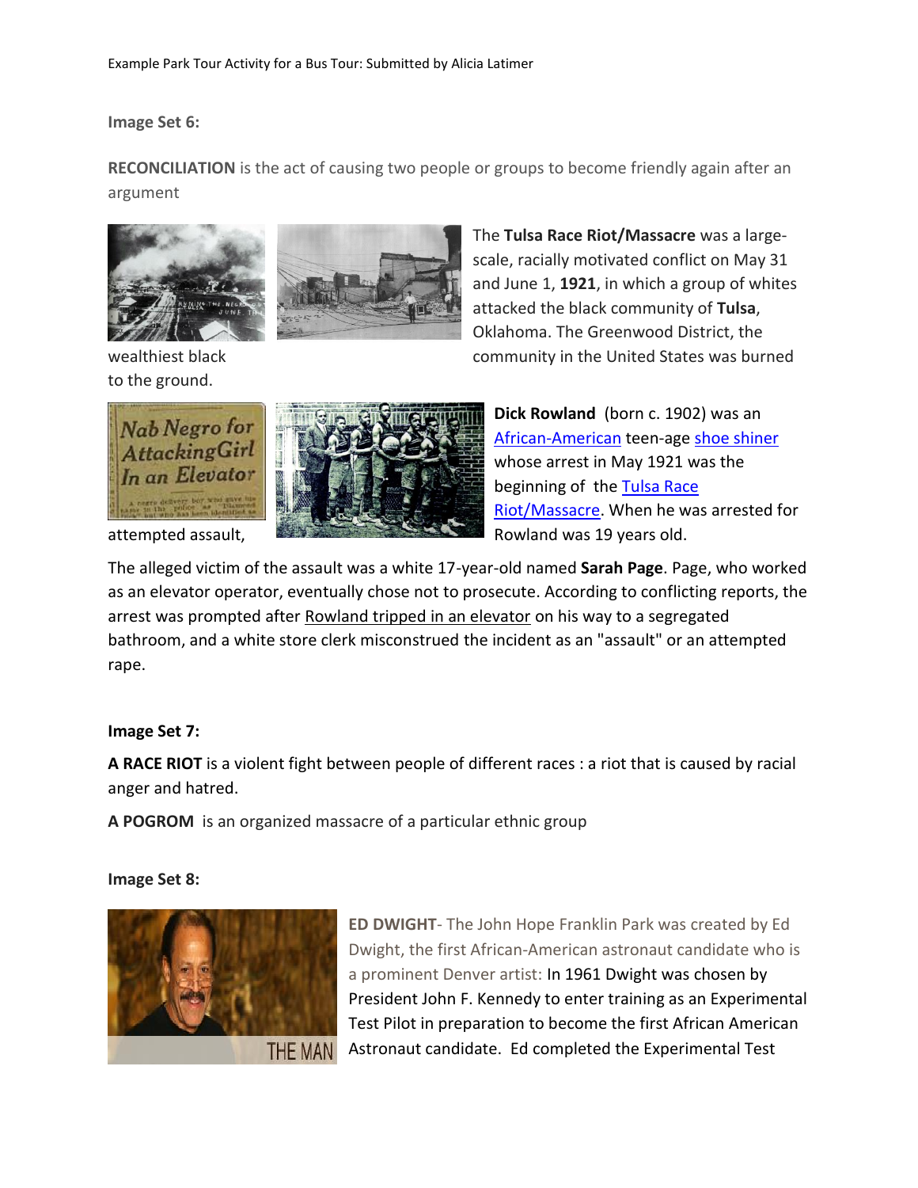Image Set 6:

**RECONCILIATION** is the act of causing two people or groups to become friendly again after an argument

The **Tulsa Race Riot/Massacre** was a large-scale, racially motivated conflict on May 31 and June 1, **1921**, in which a group of whites attacked the black community of **Tulsa**, Oklahoma. The Greenwood District, the wealthiest black community in the United States was burned to the ground.

**Dick Rowland** (born c. 1902) was an African-American teen-age shoe shiner whose arrest in May 1921 was the beginning of the Tulsa Race Riot/Massacre. When he was arrested for attempted assault, Rowland was 19 years old.

The alleged victim of the assault was a white 17-year-old named **Sarah Page**. Page, who worked as an elevator operator, eventually chose not to prosecute. According to conflicting reports, the arrest was prompted after Rowland tripped in an elevator on his way to a segregated bathroom, and a white store clerk misconstrued the incident as an "assault" or an attempted rape.

**Image Set 7:**

**A RACE RIOT** is a violent fight between people of different races : a riot that is caused by racial anger and hatred.

**A POGROM** is an organized massacre of a particular ethnic group

**Image Set 8:**

**ED DWIGHT**- The John Hope Franklin Park was created by Ed Dwight, the first African-American astronaut candidate who is a prominent Denver artist: In 1961 Dwight was chosen by President John F. Kennedy to enter training as an Experimental Test Pilot in preparation to become the first African American Astronaut candidate. Ed completed the Experimental Test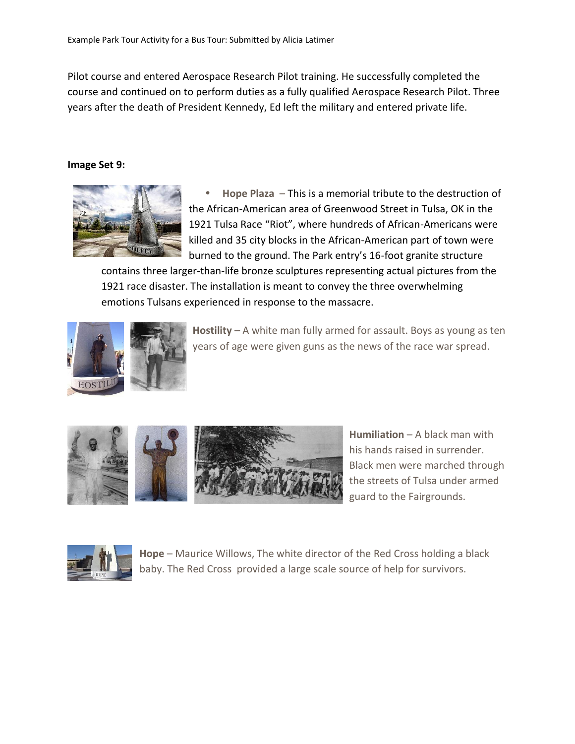Pilot course and entered Aerospace Research Pilot training. He successfully completed the course and continued on to perform duties as a fully qualified Aerospace Research Pilot. Three years after the death of President Kennedy, Ed left the military and entered private life.

**Image Set 9:**

- **Hope Plaza** – This is a memorial tribute to the destruction of the African-American area of Greenwood Street in Tulsa, OK in the 1921 Tulsa Race "Riot", where hundreds of African-Americans were killed and 35 city blocks in the African-American part of town were burned to the ground. The Park entry's 16-foot granite structure contains three larger-than-life bronze sculptures representing actual pictures from the 1921 race disaster. The installation is meant to convey the three overwhelming emotions Tulsans experienced in response to the massacre.

**Hostility** – A white man fully armed for assault. Boys as young as ten years of age were given guns as the news of the race war spread.

**Humiliation** – A black man with his hands raised in surrender. Black men were marched through the streets of Tulsa under armed guard to the Fairgrounds.

**Hope** – Maurice Willows, The white director of the Red Cross holding a black baby. The Red Cross provided a large scale source of help for survivors.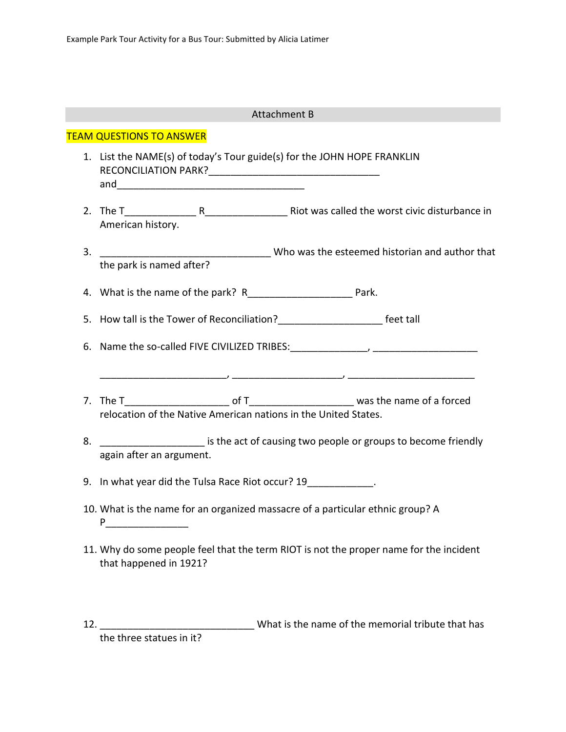## Attachment B

**TEAM QUESTIONS TO ANSWER**

1. List the NAME(s) of today's Tour guide(s) for the JOHN HOPE FRANKLIN RECONCILIATION PARK?________________________________ and___________________________________

2. The T_____________ R_______________ Riot was called the worst civic disturbance in American history.

3. ________________________________ Who was the esteemed historian and author that the park is named after?

4. What is the name of the park? R___________________ Park.

5. How tall is the Tower of Reconciliation?___________________ feet tall

6. Name the so-called FIVE CIVILIZED TRIBES:______________, ___________________

   ________________________, ____________________, ________________________

7. The T___________________ of T___________________ was the name of a forced relocation of the Native American nations in the United States.

8. ___________________ is the act of causing two people or groups to become friendly again after an argument.

9. In what year did the Tulsa Race Riot occur? 19____________.

10. What is the name for an organized massacre of a particular ethnic group? A P_______________

11. Why do some people feel that the term RIOT is not the proper name for the incident that happened in 1921?

12. ____________________________ What is the name of the memorial tribute that has the three statues in it?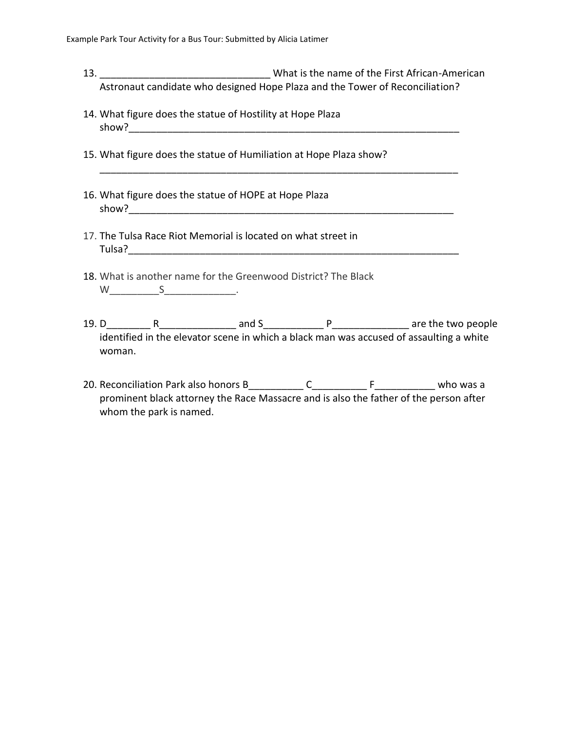13. _______________________________ What is the name of the First African-American Astronaut candidate who designed Hope Plaza and the Tower of Reconciliation?

14. What figure does the statue of Hostility at Hope Plaza show?_______________________________________________________________

15. What figure does the statue of Humiliation at Hope Plaza show?
___________________________________________________________________

16. What figure does the statue of HOPE at Hope Plaza show?______________________________________________________________

17. The Tulsa Race Riot Memorial is located on what street in Tulsa?_______________________________________________________________

18. What is another name for the Greenwood District? The Black W_________S_____________.

19. D________ R______________ and S___________ P______________ are the two people identified in the elevator scene in which a black man was accused of assaulting a white woman.

20. Reconciliation Park also honors B__________ C__________ F___________ who was a prominent black attorney the Race Massacre and is also the father of the person after whom the park is named.